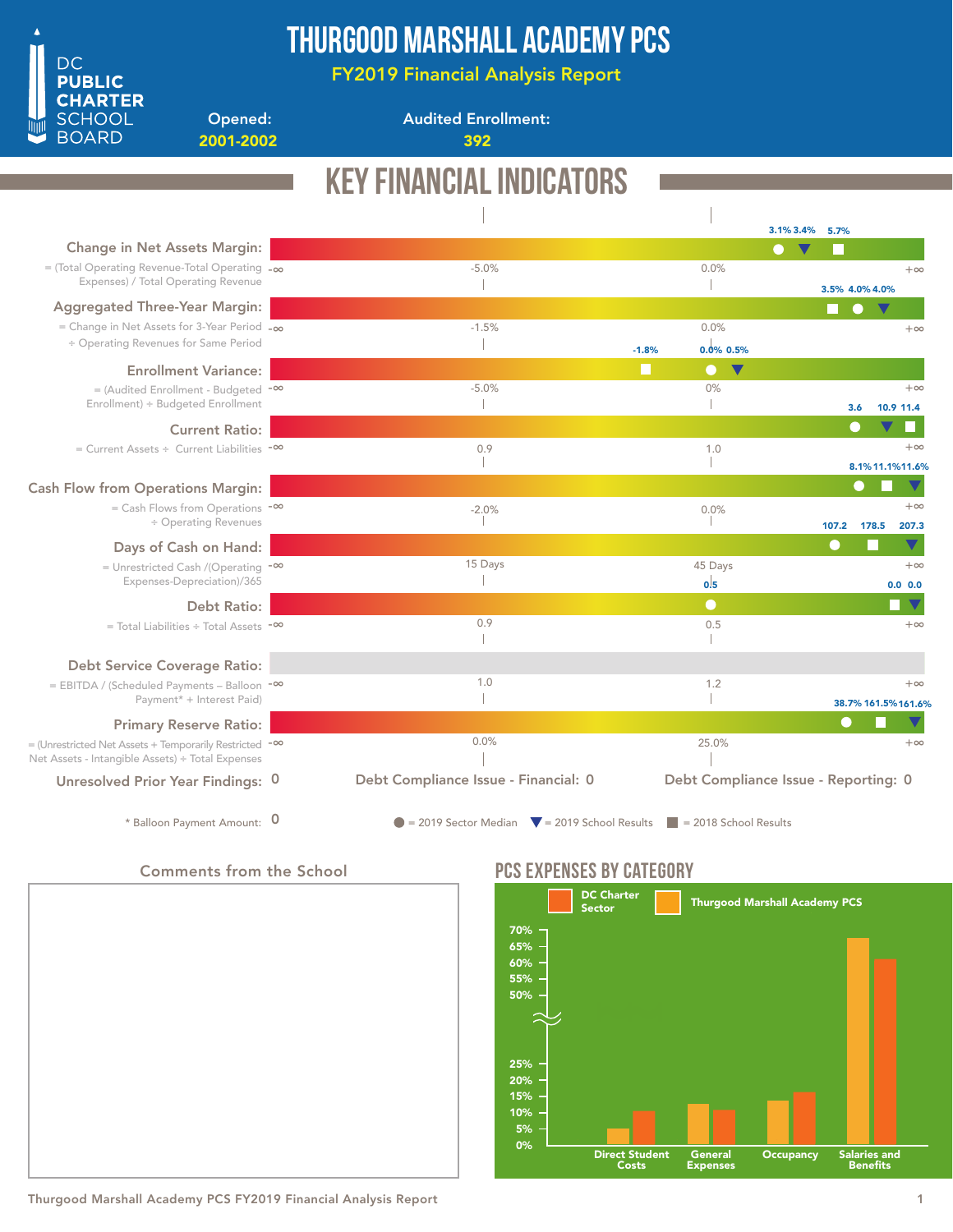# THURGOOD MARSHALL ACADEMY PCS

## FY2019 Financial Analysis Report

DC PUBLIC CHARTER SCHOOL BOARD

**Opened:** 2001-2002

**Audited Enrollment:** 392

## KEY FINANCIAL INDICATORS

| Indicator | Formula | Scale markers | Values shown |
|---|---|---|---|
| Change in Net Assets Margin | = (Total Operating Revenue-Total Operating Expenses) / Total Operating Revenue | -∞, -5.0%, 0.0%, +∞ | 3.1%, 3.4%, 5.7% |
| Aggregated Three-Year Margin | = Change in Net Assets for 3-Year Period ÷ Operating Revenues for Same Period | -∞, -1.5%, 0.0%, +∞ | 3.5%, 4.0%, 4.0% |
| Enrollment Variance | = (Audited Enrollment - Budgeted Enrollment) ÷ Budgeted Enrollment | -∞, -5.0%, 0%, +∞ | -1.8%, 0.0%, 0.5% |
| Current Ratio | = Current Assets ÷ Current Liabilities | -∞, 0.9, 1.0, +∞ | 3.6, 10.9, 11.4 |
| Cash Flow from Operations Margin | = Cash Flows from Operations ÷ Operating Revenues | -∞, -2.0%, 0.0%, +∞ | 8.1%, 11.1%, 11.6% |
| Days of Cash on Hand | = Unrestricted Cash /(Operating Expenses-Depreciation)/365 | -∞, 15 Days, 45 Days, +∞ | 107.2, 178.5, 207.3 |
| Debt Ratio | = Total Liabilities ÷ Total Assets | -∞, 0.9, 0.5, +∞ | 0.5, 0.0, 0.0 |
| Debt Service Coverage Ratio | = EBITDA / (Scheduled Payments – Balloon Payment* + Interest Paid) | -∞, 1.0, 1.2, +∞ | |
| Primary Reserve Ratio | = (Unrestricted Net Assets + Temporarily Restricted Net Assets - Intangible Assets) ÷ Total Expenses | -∞, 0.0%, 25.0%, +∞ | 38.7%, 161.5%, 161.6% |

Unresolved Prior Year Findings: 0

Debt Compliance Issue - Financial: 0

Debt Compliance Issue - Reporting: 0

\* Balloon Payment Amount: 0

● = 2019 Sector Median ▼ = 2019 School Results ■ = 2018 School Results

### Comments from the School

## PCS EXPENSES BY CATEGORY

DC Charter Sector | Thurgood Marshall Academy PCS

Categories: Direct Student Costs, General Expenses, Occupancy, Salaries and Benefits

Axis: 0%, 5%, 10%, 15%, 20%, 25%, 50%, 55%, 60%, 65%, 70%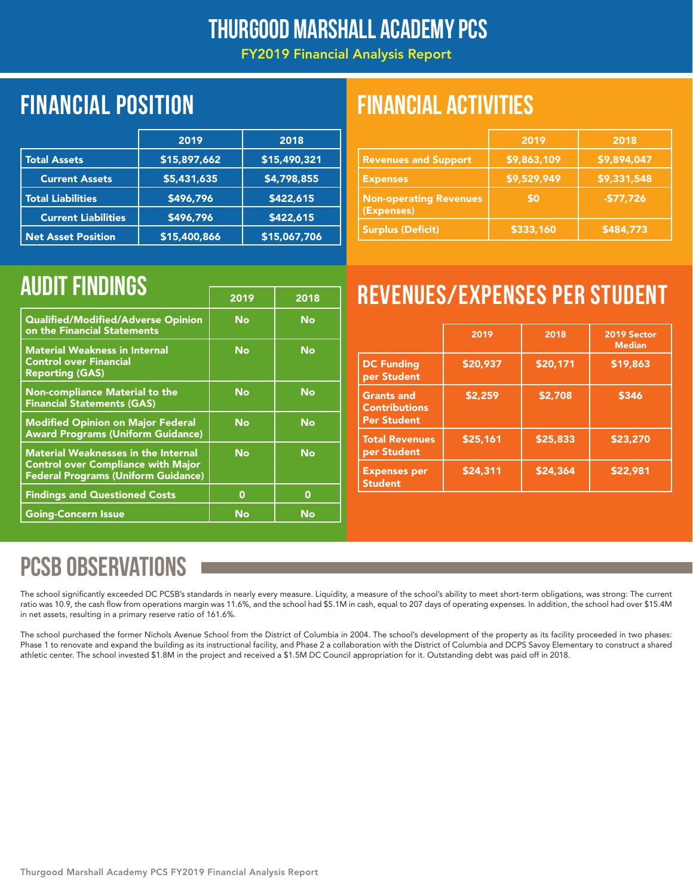# THURGOOD MARSHALL ACADEMY PCS

FY2019 Financial Analysis Report

## FINANCIAL POSITION

| | 2019 | 2018 |
|---|---|---|
| Total Assets | $15,897,662 | $15,490,321 |
| Current Assets | $5,431,635 | $4,798,855 |
| Total Liabilities | $496,796 | $422,615 |
| Current Liabilities | $496,796 | $422,615 |
| Net Asset Position | $15,400,866 | $15,067,706 |

## FINANCIAL ACTIVITIES

| | 2019 | 2018 |
|---|---|---|
| Revenues and Support | $9,863,109 | $9,894,047 |
| Expenses | $9,529,949 | $9,331,548 |
| Non-operating Revenues (Expenses) | $0 | -$77,726 |
| Surplus (Deficit) | $333,160 | $484,773 |

## AUDIT FINDINGS

| | 2019 | 2018 |
|---|---|---|
| Qualified/Modified/Adverse Opinion on the Financial Statements | No | No |
| Material Weakness in Internal Control over Financial Reporting (GAS) | No | No |
| Non-compliance Material to the Financial Statements (GAS) | No | No |
| Modified Opinion on Major Federal Award Programs (Uniform Guidance) | No | No |
| Material Weaknesses in the Internal Control over Compliance with Major Federal Programs (Uniform Guidance) | No | No |
| Findings and Questioned Costs | 0 | 0 |
| Going-Concern Issue | No | No |

## REVENUES/EXPENSES PER STUDENT

| | 2019 | 2018 | 2019 Sector Median |
|---|---|---|---|
| DC Funding per Student | $20,937 | $20,171 | $19,863 |
| Grants and Contributions Per Student | $2,259 | $2,708 | $346 |
| Total Revenues per Student | $25,161 | $25,833 | $23,270 |
| Expenses per Student | $24,311 | $24,364 | $22,981 |

## PCSB OBSERVATIONS

The school significantly exceeded DC PCSB's standards in nearly every measure. Liquidity, a measure of the school's ability to meet short-term obligations, was strong: The current ratio was 10.9, the cash flow from operations margin was 11.6%, and the school had $5.1M in cash, equal to 207 days of operating expenses. In addition, the school had over $15.4M in net assets, resulting in a primary reserve ratio of 161.6%.

The school purchased the former Nichols Avenue School from the District of Columbia in 2004. The school's development of the property as its facility proceeded in two phases: Phase 1 to renovate and expand the building as its instructional facility, and Phase 2 a collaboration with the District of Columbia and DCPS Savoy Elementary to construct a shared athletic center. The school invested $1.8M in the project and received a $1.5M DC Council appropriation for it. Outstanding debt was paid off in 2018.